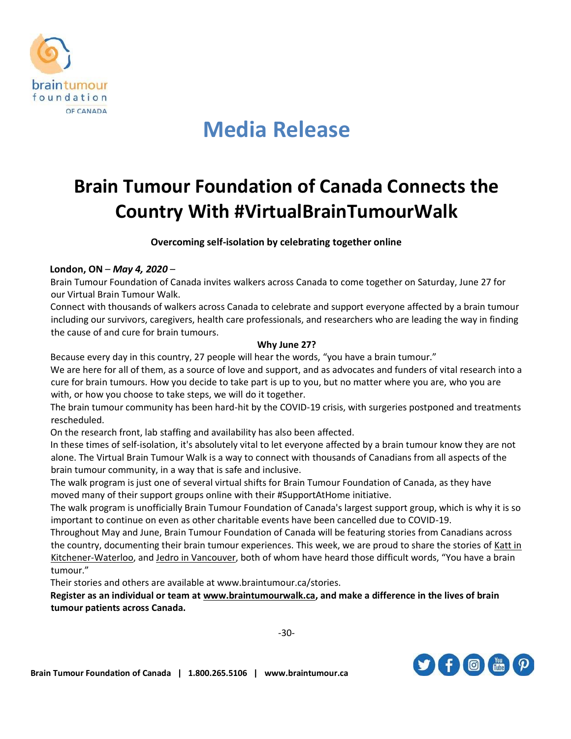braintumour foundation OF CANADA

# Media Release

## Brain Tumour Foundation of Canada Connects the Country With #VirtualBrainTumourWalk

**Overcoming self-isolation by celebrating together online**

**London, ON** – ***May 4, 2020*** –

Brain Tumour Foundation of Canada invites walkers across Canada to come together on Saturday, June 27 for our Virtual Brain Tumour Walk.

Connect with thousands of walkers across Canada to celebrate and support everyone affected by a brain tumour including our survivors, caregivers, health care professionals, and researchers who are leading the way in finding the cause of and cure for brain tumours.

**Why June 27?**

Because every day in this country, 27 people will hear the words, "you have a brain tumour."

We are here for all of them, as a source of love and support, and as advocates and funders of vital research into a cure for brain tumours. How you decide to take part is up to you, but no matter where you are, who you are with, or how you choose to take steps, we will do it together.

The brain tumour community has been hard-hit by the COVID-19 crisis, with surgeries postponed and treatments rescheduled.

On the research front, lab staffing and availability has also been affected.

In these times of self-isolation, it's absolutely vital to let everyone affected by a brain tumour know they are not alone. The Virtual Brain Tumour Walk is a way to connect with thousands of Canadians from all aspects of the brain tumour community, in a way that is safe and inclusive.

The walk program is just one of several virtual shifts for Brain Tumour Foundation of Canada, as they have moved many of their support groups online with their #SupportAtHome initiative.

The walk program is unofficially Brain Tumour Foundation of Canada's largest support group, which is why it is so important to continue on even as other charitable events have been cancelled due to COVID-19.

Throughout May and June, Brain Tumour Foundation of Canada will be featuring stories from Canadians across the country, documenting their brain tumour experiences. This week, we are proud to share the stories of Katt in Kitchener-Waterloo, and Jedro in Vancouver, both of whom have heard those difficult words, "You have a brain tumour."

Their stories and others are available at www.braintumour.ca/stories.

**Register as an individual or team at www.braintumourwalk.ca, and make a difference in the lives of brain tumour patients across Canada.**

-30-

**Brain Tumour Foundation of Canada | 1.800.265.5106 | www.braintumour.ca**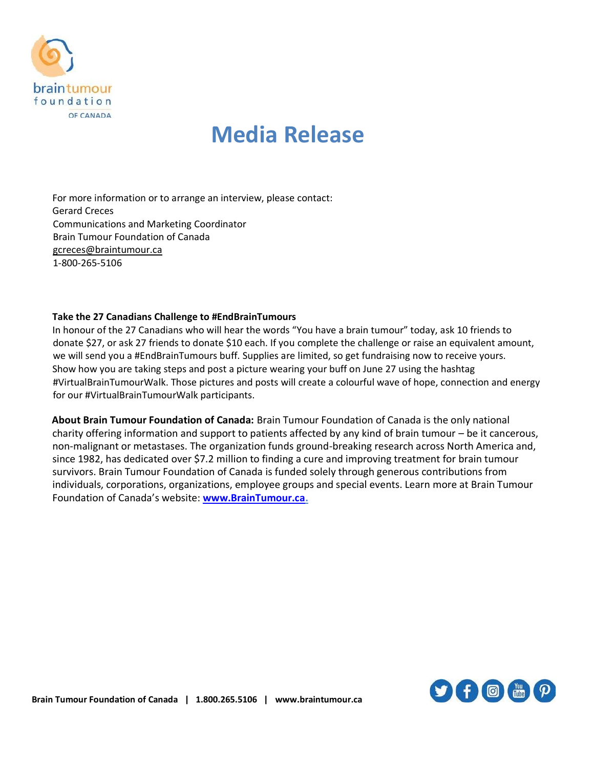# Media Release

For more information or to arrange an interview, please contact:
Gerard Creces
Communications and Marketing Coordinator
Brain Tumour Foundation of Canada
gcreces@braintumour.ca
1-800-265-5106

**Take the 27 Canadians Challenge to #EndBrainTumours**
In honour of the 27 Canadians who will hear the words "You have a brain tumour" today, ask 10 friends to donate $27, or ask 27 friends to donate $10 each. If you complete the challenge or raise an equivalent amount, we will send you a #EndBrainTumours buff. Supplies are limited, so get fundraising now to receive yours. Show how you are taking steps and post a picture wearing your buff on June 27 using the hashtag #VirtualBrainTumourWalk. Those pictures and posts will create a colourful wave of hope, connection and energy for our #VirtualBrainTumourWalk participants.

**About Brain Tumour Foundation of Canada:** Brain Tumour Foundation of Canada is the only national charity offering information and support to patients affected by any kind of brain tumour – be it cancerous, non-malignant or metastases. The organization funds ground-breaking research across North America and, since 1982, has dedicated over $7.2 million to finding a cure and improving treatment for brain tumour survivors. Brain Tumour Foundation of Canada is funded solely through generous contributions from individuals, corporations, organizations, employee groups and special events. Learn more at Brain Tumour Foundation of Canada's website: **www.BrainTumour.ca**.